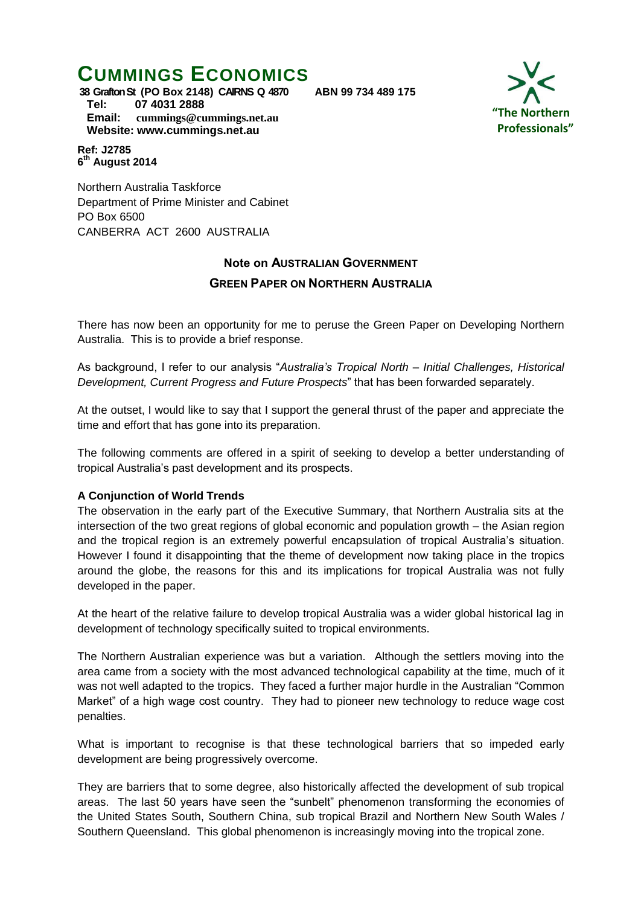# CUMMINGS ECONOMICS

**38 Grafton St (PO Box 2148) CAIRNS Q 4870 ABN 99 734 489 175**
**Tel: 07 4031 2888**
**Email: cummings@cummings.net.au**
**Website: www.cummings.net.au**

**"The Northern Professionals"**

**Ref: J2785**
**6th August 2014**

Northern Australia Taskforce
Department of Prime Minister and Cabinet
PO Box 6500
CANBERRA ACT 2600 AUSTRALIA

## Note on AUSTRALIAN GOVERNMENT GREEN PAPER ON NORTHERN AUSTRALIA

There has now been an opportunity for me to peruse the Green Paper on Developing Northern Australia. This is to provide a brief response.

As background, I refer to our analysis "*Australia's Tropical North – Initial Challenges, Historical Development, Current Progress and Future Prospects*" that has been forwarded separately.

At the outset, I would like to say that I support the general thrust of the paper and appreciate the time and effort that has gone into its preparation.

The following comments are offered in a spirit of seeking to develop a better understanding of tropical Australia's past development and its prospects.

### A Conjunction of World Trends

The observation in the early part of the Executive Summary, that Northern Australia sits at the intersection of the two great regions of global economic and population growth – the Asian region and the tropical region is an extremely powerful encapsulation of tropical Australia's situation. However I found it disappointing that the theme of development now taking place in the tropics around the globe, the reasons for this and its implications for tropical Australia was not fully developed in the paper.

At the heart of the relative failure to develop tropical Australia was a wider global historical lag in development of technology specifically suited to tropical environments.

The Northern Australian experience was but a variation. Although the settlers moving into the area came from a society with the most advanced technological capability at the time, much of it was not well adapted to the tropics. They faced a further major hurdle in the Australian "Common Market" of a high wage cost country. They had to pioneer new technology to reduce wage cost penalties.

What is important to recognise is that these technological barriers that so impeded early development are being progressively overcome.

They are barriers that to some degree, also historically affected the development of sub tropical areas. The last 50 years have seen the "sunbelt" phenomenon transforming the economies of the United States South, Southern China, sub tropical Brazil and Northern New South Wales / Southern Queensland. This global phenomenon is increasingly moving into the tropical zone.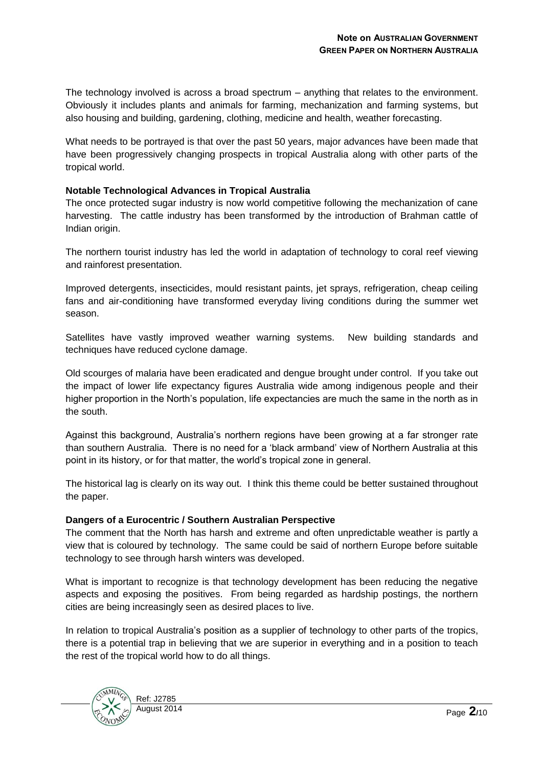The technology involved is across a broad spectrum – anything that relates to the environment. Obviously it includes plants and animals for farming, mechanization and farming systems, but also housing and building, gardening, clothing, medicine and health, weather forecasting.

What needs to be portrayed is that over the past 50 years, major advances have been made that have been progressively changing prospects in tropical Australia along with other parts of the tropical world.

**Notable Technological Advances in Tropical Australia**

The once protected sugar industry is now world competitive following the mechanization of cane harvesting. The cattle industry has been transformed by the introduction of Brahman cattle of Indian origin.

The northern tourist industry has led the world in adaptation of technology to coral reef viewing and rainforest presentation.

Improved detergents, insecticides, mould resistant paints, jet sprays, refrigeration, cheap ceiling fans and air-conditioning have transformed everyday living conditions during the summer wet season.

Satellites have vastly improved weather warning systems. New building standards and techniques have reduced cyclone damage.

Old scourges of malaria have been eradicated and dengue brought under control. If you take out the impact of lower life expectancy figures Australia wide among indigenous people and their higher proportion in the North's population, life expectancies are much the same in the north as in the south.

Against this background, Australia's northern regions have been growing at a far stronger rate than southern Australia. There is no need for a 'black armband' view of Northern Australia at this point in its history, or for that matter, the world's tropical zone in general.

The historical lag is clearly on its way out. I think this theme could be better sustained throughout the paper.

**Dangers of a Eurocentric / Southern Australian Perspective**

The comment that the North has harsh and extreme and often unpredictable weather is partly a view that is coloured by technology. The same could be said of northern Europe before suitable technology to see through harsh winters was developed.

What is important to recognize is that technology development has been reducing the negative aspects and exposing the positives. From being regarded as hardship postings, the northern cities are being increasingly seen as desired places to live.

In relation to tropical Australia's position as a supplier of technology to other parts of the tropics, there is a potential trap in believing that we are superior in everything and in a position to teach the rest of the tropical world how to do all things.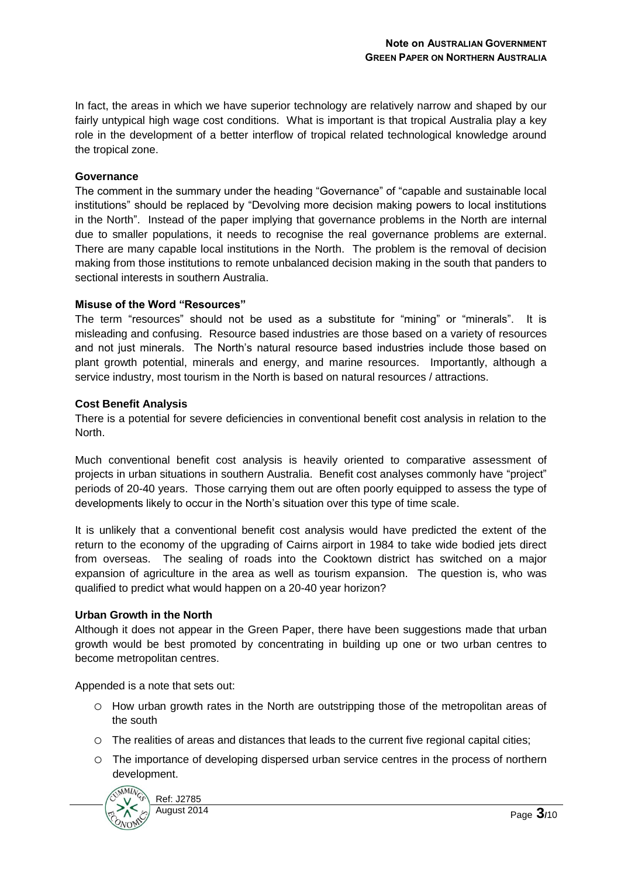In fact, the areas in which we have superior technology are relatively narrow and shaped by our fairly untypical high wage cost conditions. What is important is that tropical Australia play a key role in the development of a better interflow of tropical related technological knowledge around the tropical zone.

**Governance**

The comment in the summary under the heading "Governance" of "capable and sustainable local institutions" should be replaced by "Devolving more decision making powers to local institutions in the North". Instead of the paper implying that governance problems in the North are internal due to smaller populations, it needs to recognise the real governance problems are external. There are many capable local institutions in the North. The problem is the removal of decision making from those institutions to remote unbalanced decision making in the south that panders to sectional interests in southern Australia.

**Misuse of the Word "Resources"**

The term "resources" should not be used as a substitute for "mining" or "minerals". It is misleading and confusing. Resource based industries are those based on a variety of resources and not just minerals. The North's natural resource based industries include those based on plant growth potential, minerals and energy, and marine resources. Importantly, although a service industry, most tourism in the North is based on natural resources / attractions.

**Cost Benefit Analysis**

There is a potential for severe deficiencies in conventional benefit cost analysis in relation to the North.

Much conventional benefit cost analysis is heavily oriented to comparative assessment of projects in urban situations in southern Australia. Benefit cost analyses commonly have "project" periods of 20-40 years. Those carrying them out are often poorly equipped to assess the type of developments likely to occur in the North's situation over this type of time scale.

It is unlikely that a conventional benefit cost analysis would have predicted the extent of the return to the economy of the upgrading of Cairns airport in 1984 to take wide bodied jets direct from overseas. The sealing of roads into the Cooktown district has switched on a major expansion of agriculture in the area as well as tourism expansion. The question is, who was qualified to predict what would happen on a 20-40 year horizon?

**Urban Growth in the North**

Although it does not appear in the Green Paper, there have been suggestions made that urban growth would be best promoted by concentrating in building up one or two urban centres to become metropolitan centres.

Appended is a note that sets out:

- How urban growth rates in the North are outstripping those of the metropolitan areas of the south
- The realities of areas and distances that leads to the current five regional capital cities;
- The importance of developing dispersed urban service centres in the process of northern development.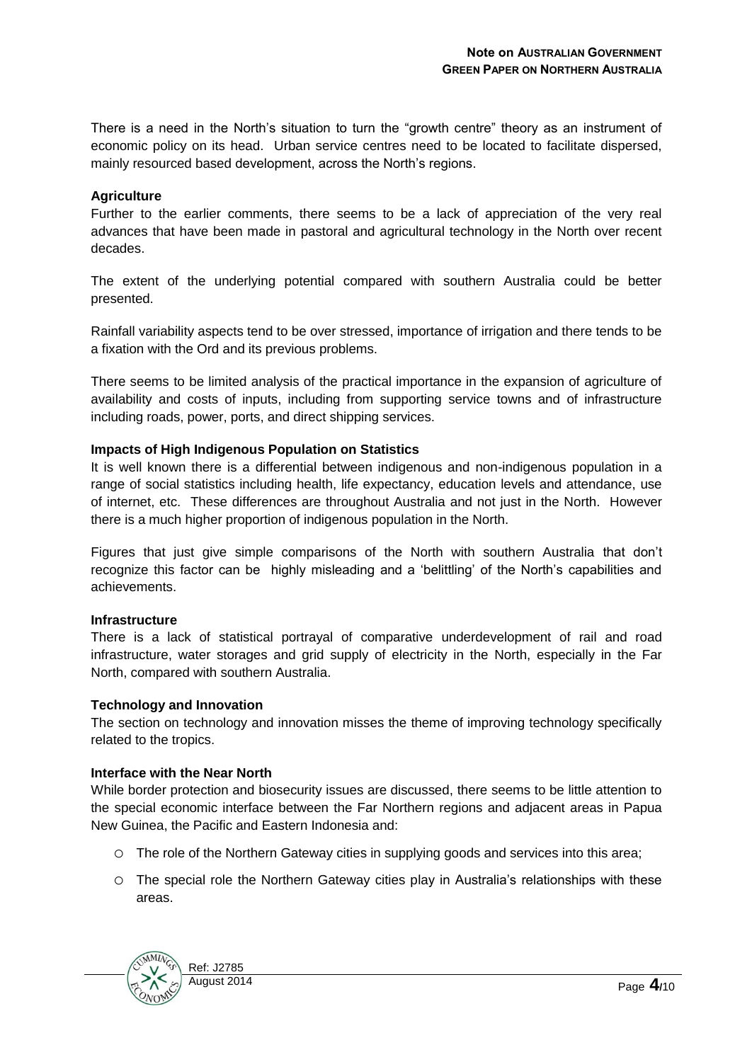There is a need in the North's situation to turn the "growth centre" theory as an instrument of economic policy on its head. Urban service centres need to be located to facilitate dispersed, mainly resourced based development, across the North's regions.

**Agriculture**

Further to the earlier comments, there seems to be a lack of appreciation of the very real advances that have been made in pastoral and agricultural technology in the North over recent decades.

The extent of the underlying potential compared with southern Australia could be better presented.

Rainfall variability aspects tend to be over stressed, importance of irrigation and there tends to be a fixation with the Ord and its previous problems.

There seems to be limited analysis of the practical importance in the expansion of agriculture of availability and costs of inputs, including from supporting service towns and of infrastructure including roads, power, ports, and direct shipping services.

**Impacts of High Indigenous Population on Statistics**

It is well known there is a differential between indigenous and non-indigenous population in a range of social statistics including health, life expectancy, education levels and attendance, use of internet, etc. These differences are throughout Australia and not just in the North. However there is a much higher proportion of indigenous population in the North.

Figures that just give simple comparisons of the North with southern Australia that don't recognize this factor can be highly misleading and a 'belittling' of the North's capabilities and achievements.

**Infrastructure**

There is a lack of statistical portrayal of comparative underdevelopment of rail and road infrastructure, water storages and grid supply of electricity in the North, especially in the Far North, compared with southern Australia.

**Technology and Innovation**

The section on technology and innovation misses the theme of improving technology specifically related to the tropics.

**Interface with the Near North**

While border protection and biosecurity issues are discussed, there seems to be little attention to the special economic interface between the Far Northern regions and adjacent areas in Papua New Guinea, the Pacific and Eastern Indonesia and:

- The role of the Northern Gateway cities in supplying goods and services into this area;
- The special role the Northern Gateway cities play in Australia's relationships with these areas.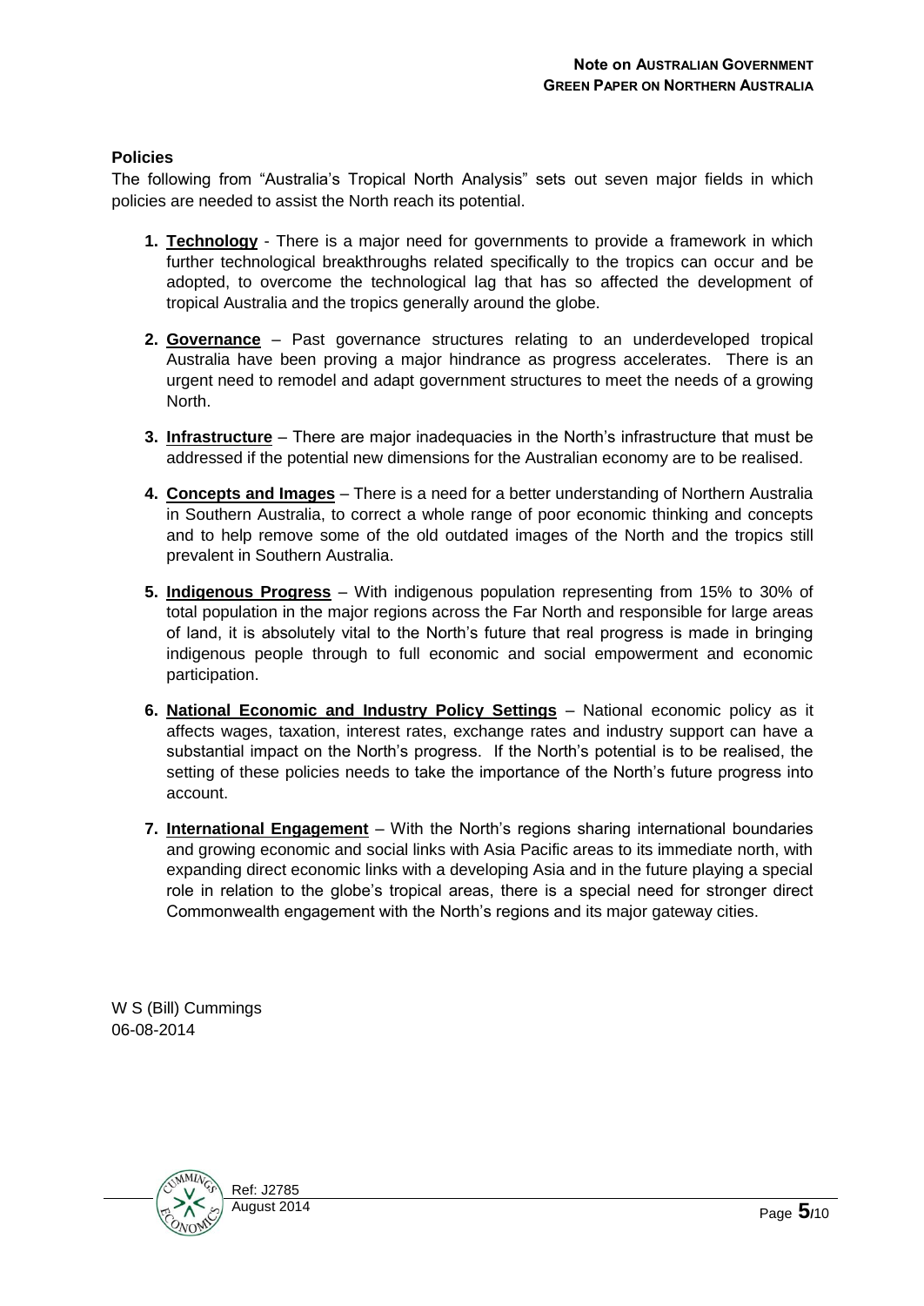## Policies

The following from "Australia's Tropical North Analysis" sets out seven major fields in which policies are needed to assist the North reach its potential.

1. **Technology** - There is a major need for governments to provide a framework in which further technological breakthroughs related specifically to the tropics can occur and be adopted, to overcome the technological lag that has so affected the development of tropical Australia and the tropics generally around the globe.

2. **Governance** – Past governance structures relating to an underdeveloped tropical Australia have been proving a major hindrance as progress accelerates. There is an urgent need to remodel and adapt government structures to meet the needs of a growing North.

3. **Infrastructure** – There are major inadequacies in the North's infrastructure that must be addressed if the potential new dimensions for the Australian economy are to be realised.

4. **Concepts and Images** – There is a need for a better understanding of Northern Australia in Southern Australia, to correct a whole range of poor economic thinking and concepts and to help remove some of the old outdated images of the North and the tropics still prevalent in Southern Australia.

5. **Indigenous Progress** – With indigenous population representing from 15% to 30% of total population in the major regions across the Far North and responsible for large areas of land, it is absolutely vital to the North's future that real progress is made in bringing indigenous people through to full economic and social empowerment and economic participation.

6. **National Economic and Industry Policy Settings** – National economic policy as it affects wages, taxation, interest rates, exchange rates and industry support can have a substantial impact on the North's progress. If the North's potential is to be realised, the setting of these policies needs to take the importance of the North's future progress into account.

7. **International Engagement** – With the North's regions sharing international boundaries and growing economic and social links with Asia Pacific areas to its immediate north, with expanding direct economic links with a developing Asia and in the future playing a special role in relation to the globe's tropical areas, there is a special need for stronger direct Commonwealth engagement with the North's regions and its major gateway cities.

W S (Bill) Cummings
06-08-2014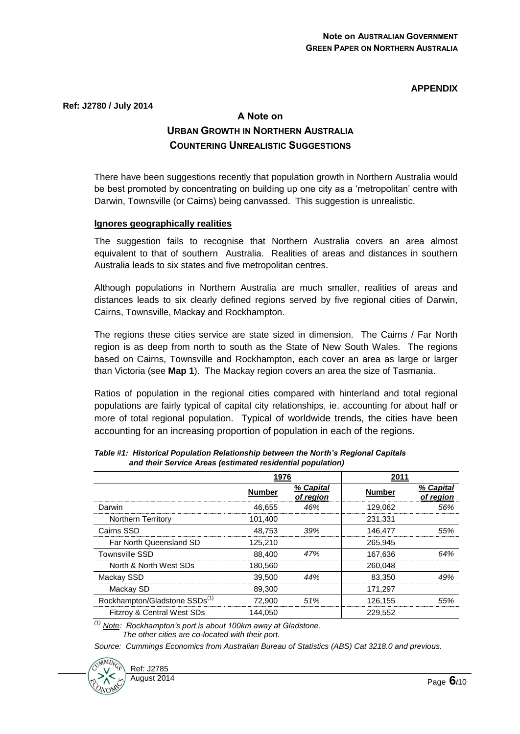**APPENDIX**

**Ref: J2780 / July 2014**

# A Note on URBAN GROWTH IN NORTHERN AUSTRALIA COUNTERING UNREALISTIC SUGGESTIONS

There have been suggestions recently that population growth in Northern Australia would be best promoted by concentrating on building up one city as a 'metropolitan' centre with Darwin, Townsville (or Cairns) being canvassed. This suggestion is unrealistic.

## Ignores geographically realities

The suggestion fails to recognise that Northern Australia covers an area almost equivalent to that of southern Australia. Realities of areas and distances in southern Australia leads to six states and five metropolitan centres.

Although populations in Northern Australia are much smaller, realities of areas and distances leads to six clearly defined regions served by five regional cities of Darwin, Cairns, Townsville, Mackay and Rockhampton.

The regions these cities service are state sized in dimension. The Cairns / Far North region is as deep from north to south as the State of New South Wales. The regions based on Cairns, Townsville and Rockhampton, each cover an area as large or larger than Victoria (see **Map 1**). The Mackay region covers an area the size of Tasmania.

Ratios of population in the regional cities compared with hinterland and total regional populations are fairly typical of capital city relationships, ie. accounting for about half or more of total regional population. Typical of worldwide trends, the cities have been accounting for an increasing proportion of population in each of the regions.

*Table #1: Historical Population Relationship between the North's Regional Capitals and their Service Areas (estimated residential population)*

| | 1976 | | 2011 | |
|---|---|---|---|---|
| | Number | % Capital of region | Number | % Capital of region |
| Darwin | 46,655 | *46%* | 129,062 | *56%* |
| Northern Territory | 101,400 | | 231,331 | |
| Cairns SSD | 48,753 | *39%* | 146,477 | *55%* |
| Far North Queensland SD | 125,210 | | 265,945 | |
| Townsville SSD | 88,400 | *47%* | 167,636 | *64%* |
| North & North West SDs | 180,560 | | 260,048 | |
| Mackay SSD | 39,500 | *44%* | 83,350 | *49%* |
| Mackay SD | 89,300 | | 171,297 | |
| Rockhampton/Gladstone SSDs[(1)] | 72,900 | *51%* | 126,155 | *55%* |
| Fitzroy & Central West SDs | 144,050 | | 229,552 | |

*[(1)] Note: Rockhampton's port is about 100km away at Gladstone. The other cities are co-located with their port.*

*Source: Cummings Economics from Australian Bureau of Statistics (ABS) Cat 3218.0 and previous.*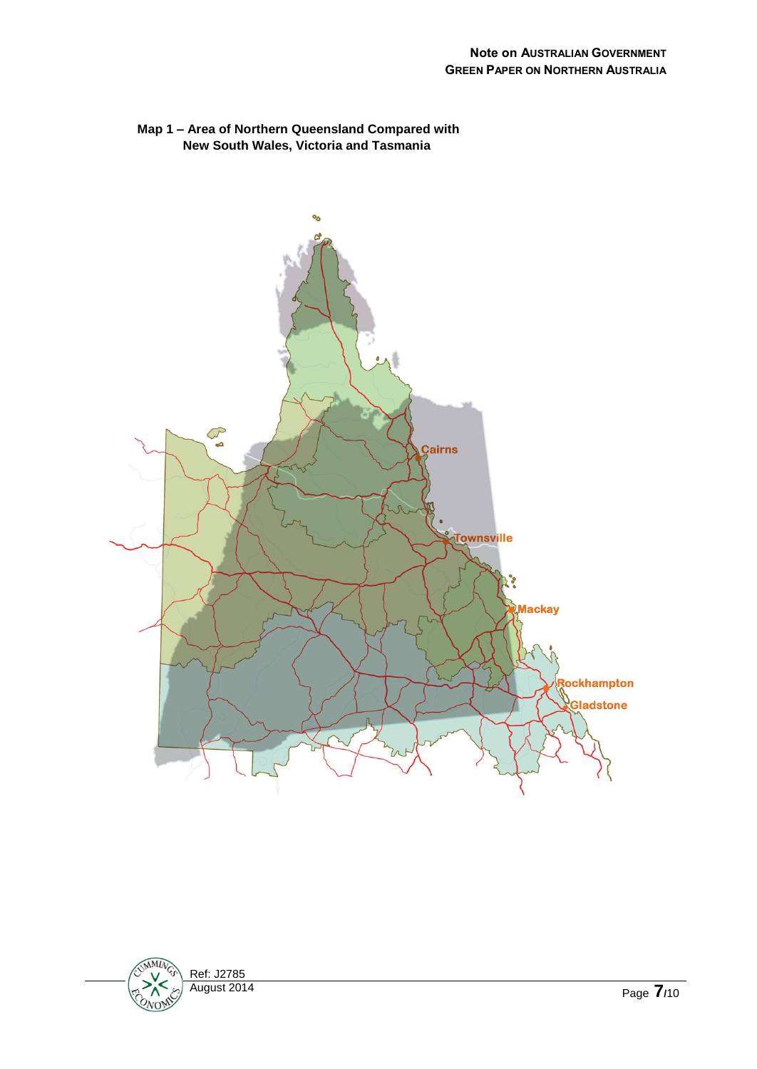**Map 1 – Area of Northern Queensland Compared with New South Wales, Victoria and Tasmania**

Cairns

Townsville

Mackay

Rockhampton

Gladstone

Ref: J2785
August 2014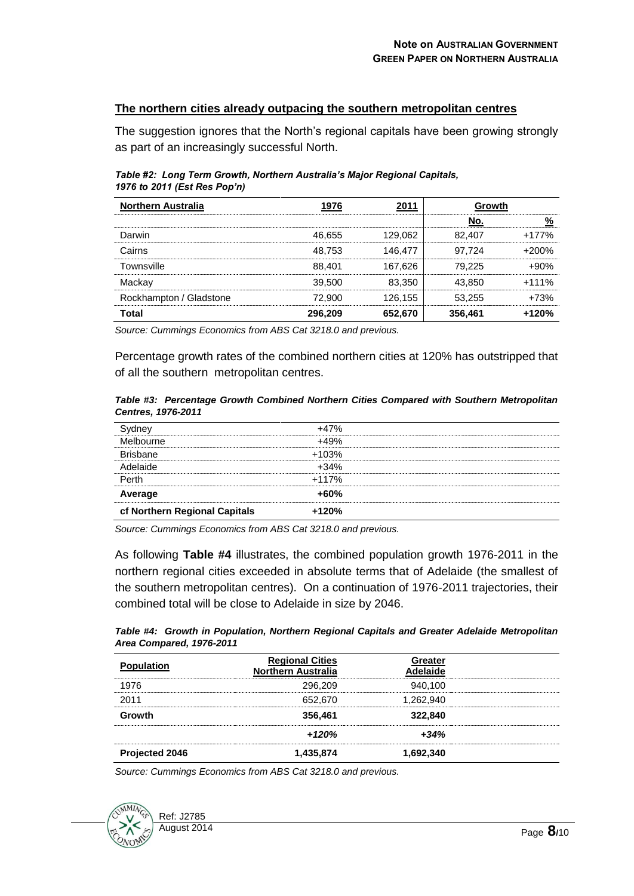## The northern cities already outpacing the southern metropolitan centres

The suggestion ignores that the North's regional capitals have been growing strongly as part of an increasingly successful North.

***Table #2: Long Term Growth, Northern Australia's Major Regional Capitals, 1976 to 2011 (Est Res Pop'n)***

| Northern Australia | 1976 | 2011 | Growth | |
|---|---|---|---|---|
| | | | No. | % |
| Darwin | 46,655 | 129,062 | 82,407 | +177% |
| Cairns | 48,753 | 146,477 | 97,724 | +200% |
| Townsville | 88,401 | 167,626 | 79,225 | +90% |
| Mackay | 39,500 | 83,350 | 43,850 | +111% |
| Rockhampton / Gladstone | 72,900 | 126,155 | 53,255 | +73% |
| **Total** | **296,209** | **652,670** | **356,461** | **+120%** |

*Source: Cummings Economics from ABS Cat 3218.0 and previous.*

Percentage growth rates of the combined northern cities at 120% has outstripped that of all the southern metropolitan centres.

***Table #3: Percentage Growth Combined Northern Cities Compared with Southern Metropolitan Centres, 1976-2011***

| | |
|---|---|
| Sydney | +47% |
| Melbourne | +49% |
| Brisbane | +103% |
| Adelaide | +34% |
| Perth | +117% |
| **Average** | **+60%** |
| **cf Northern Regional Capitals** | **+120%** |

*Source: Cummings Economics from ABS Cat 3218.0 and previous.*

As following **Table #4** illustrates, the combined population growth 1976-2011 in the northern regional cities exceeded in absolute terms that of Adelaide (the smallest of the southern metropolitan centres). On a continuation of 1976-2011 trajectories, their combined total will be close to Adelaide in size by 2046.

***Table #4: Growth in Population, Northern Regional Capitals and Greater Adelaide Metropolitan Area Compared, 1976-2011***

| Population | Regional Cities Northern Australia | Greater Adelaide |
|---|---|---|
| 1976 | 296,209 | 940,100 |
| 2011 | 652,670 | 1,262,940 |
| **Growth** | **356,461** | **322,840** |
| | ***+120%*** | ***+34%*** |
| **Projected 2046** | **1,435,874** | **1,692,340** |

*Source: Cummings Economics from ABS Cat 3218.0 and previous.*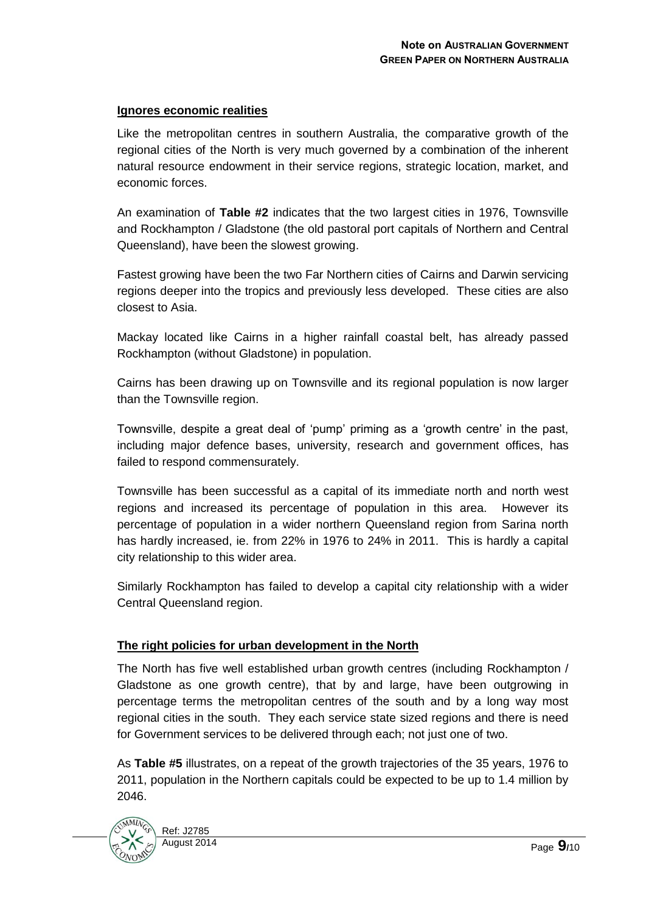**Ignores economic realities**

Like the metropolitan centres in southern Australia, the comparative growth of the regional cities of the North is very much governed by a combination of the inherent natural resource endowment in their service regions, strategic location, market, and economic forces.

An examination of **Table #2** indicates that the two largest cities in 1976, Townsville and Rockhampton / Gladstone (the old pastoral port capitals of Northern and Central Queensland), have been the slowest growing.

Fastest growing have been the two Far Northern cities of Cairns and Darwin servicing regions deeper into the tropics and previously less developed. These cities are also closest to Asia.

Mackay located like Cairns in a higher rainfall coastal belt, has already passed Rockhampton (without Gladstone) in population.

Cairns has been drawing up on Townsville and its regional population is now larger than the Townsville region.

Townsville, despite a great deal of 'pump' priming as a 'growth centre' in the past, including major defence bases, university, research and government offices, has failed to respond commensurately.

Townsville has been successful as a capital of its immediate north and north west regions and increased its percentage of population in this area. However its percentage of population in a wider northern Queensland region from Sarina north has hardly increased, ie. from 22% in 1976 to 24% in 2011. This is hardly a capital city relationship to this wider area.

Similarly Rockhampton has failed to develop a capital city relationship with a wider Central Queensland region.

**The right policies for urban development in the North**

The North has five well established urban growth centres (including Rockhampton / Gladstone as one growth centre), that by and large, have been outgrowing in percentage terms the metropolitan centres of the south and by a long way most regional cities in the south. They each service state sized regions and there is need for Government services to be delivered through each; not just one of two.

As **Table #5** illustrates, on a repeat of the growth trajectories of the 35 years, 1976 to 2011, population in the Northern capitals could be expected to be up to 1.4 million by 2046.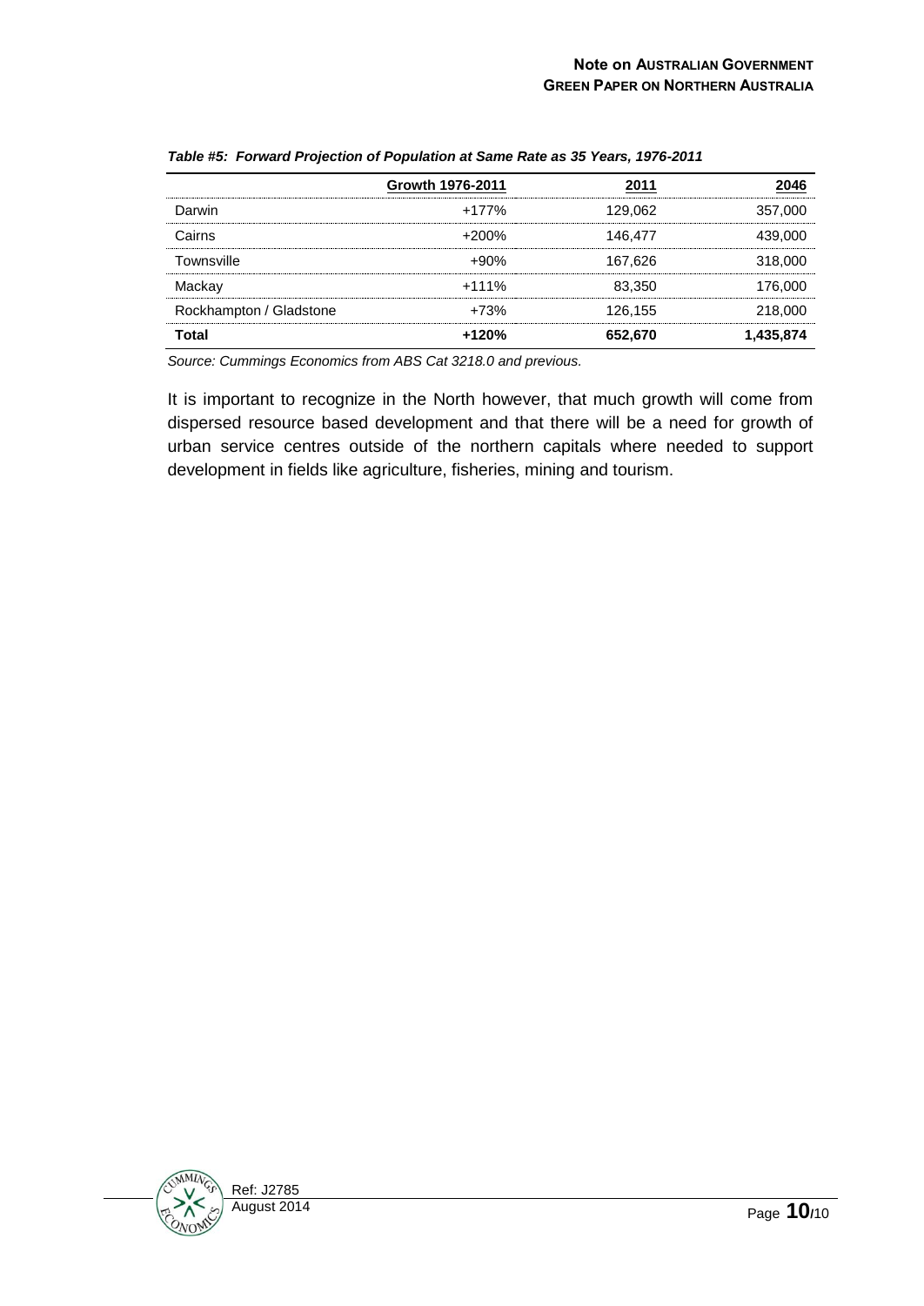***Table #5: Forward Projection of Population at Same Rate as 35 Years, 1976-2011***

| | Growth 1976-2011 | 2011 | 2046 |
|---|---|---|---|
| Darwin | +177% | 129,062 | 357,000 |
| Cairns | +200% | 146,477 | 439,000 |
| Townsville | +90% | 167,626 | 318,000 |
| Mackay | +111% | 83,350 | 176,000 |
| Rockhampton / Gladstone | +73% | 126,155 | 218,000 |
| **Total** | **+120%** | **652,670** | **1,435,874** |

*Source: Cummings Economics from ABS Cat 3218.0 and previous.*

It is important to recognize in the North however, that much growth will come from dispersed resource based development and that there will be a need for growth of urban service centres outside of the northern capitals where needed to support development in fields like agriculture, fisheries, mining and tourism.